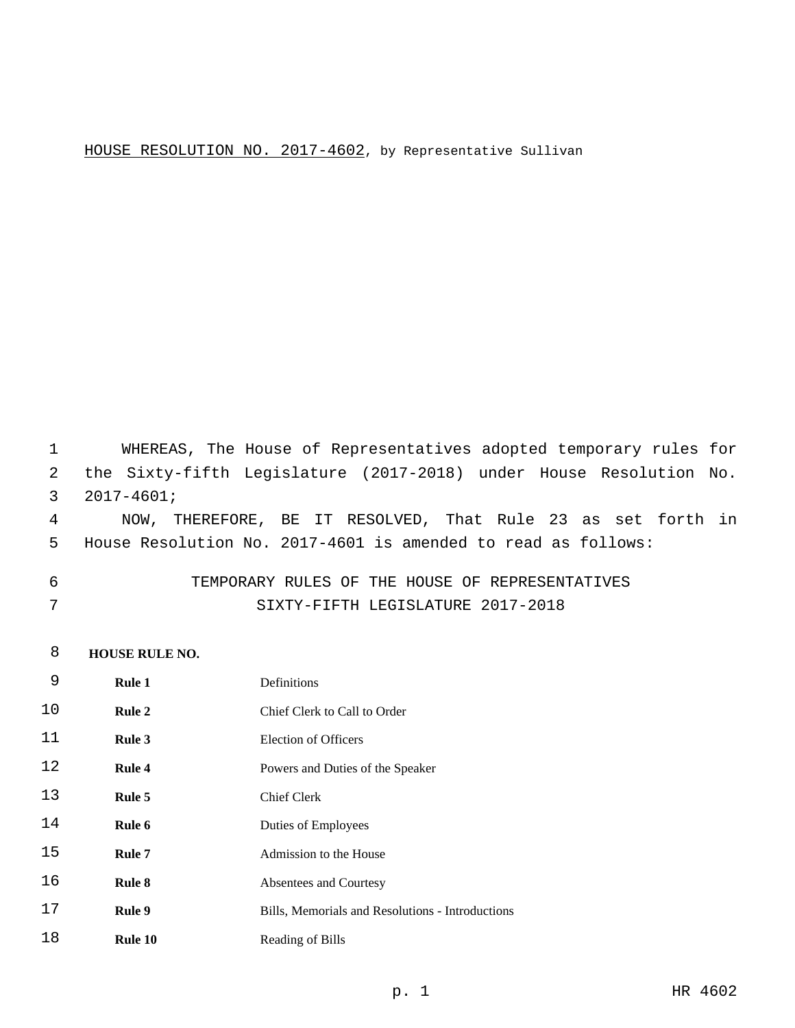HOUSE RESOLUTION NO. 2017-4602, by Representative Sullivan

WHEREAS, The House of Representatives adopted temporary rules for the Sixty-fifth Legislature (2017-2018) under House Resolution No. 2017-4601;

NOW, THEREFORE, BE IT RESOLVED, That Rule 23 as set forth in House Resolution No. 2017-4601 is amended to read as follows:

# TEMPORARY RULES OF THE HOUSE OF REPRESENTATIVES
## SIXTY-FIFTH LEGISLATURE 2017-2018

**HOUSE RULE NO.**

| | |
|---|---|
| **Rule 1** | Definitions |
| **Rule 2** | Chief Clerk to Call to Order |
| **Rule 3** | Election of Officers |
| **Rule 4** | Powers and Duties of the Speaker |
| **Rule 5** | Chief Clerk |
| **Rule 6** | Duties of Employees |
| **Rule 7** | Admission to the House |
| **Rule 8** | Absentees and Courtesy |
| **Rule 9** | Bills, Memorials and Resolutions - Introductions |
| **Rule 10** | Reading of Bills |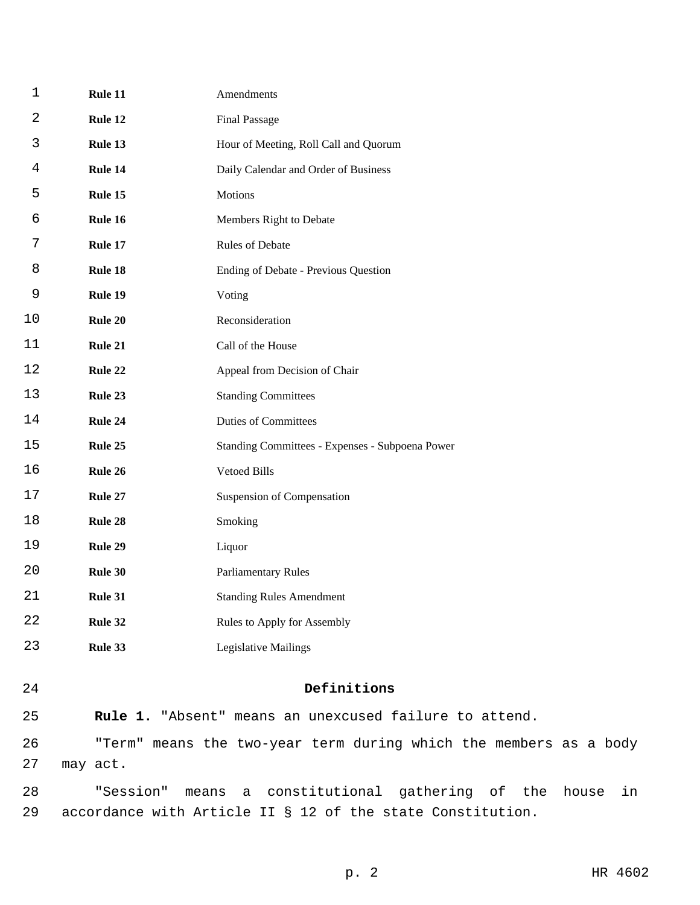| | |
|---|---|
| **Rule 11** | Amendments |
| **Rule 12** | Final Passage |
| **Rule 13** | Hour of Meeting, Roll Call and Quorum |
| **Rule 14** | Daily Calendar and Order of Business |
| **Rule 15** | Motions |
| **Rule 16** | Members Right to Debate |
| **Rule 17** | Rules of Debate |
| **Rule 18** | Ending of Debate - Previous Question |
| **Rule 19** | Voting |
| **Rule 20** | Reconsideration |
| **Rule 21** | Call of the House |
| **Rule 22** | Appeal from Decision of Chair |
| **Rule 23** | Standing Committees |
| **Rule 24** | Duties of Committees |
| **Rule 25** | Standing Committees - Expenses - Subpoena Power |
| **Rule 26** | Vetoed Bills |
| **Rule 27** | Suspension of Compensation |
| **Rule 28** | Smoking |
| **Rule 29** | Liquor |
| **Rule 30** | Parliamentary Rules |
| **Rule 31** | Standing Rules Amendment |
| **Rule 32** | Rules to Apply for Assembly |
| **Rule 33** | Legislative Mailings |

## Definitions

**Rule 1.** "Absent" means an unexcused failure to attend.

"Term" means the two-year term during which the members as a body may act.

"Session" means a constitutional gathering of the house in accordance with Article II § 12 of the state Constitution.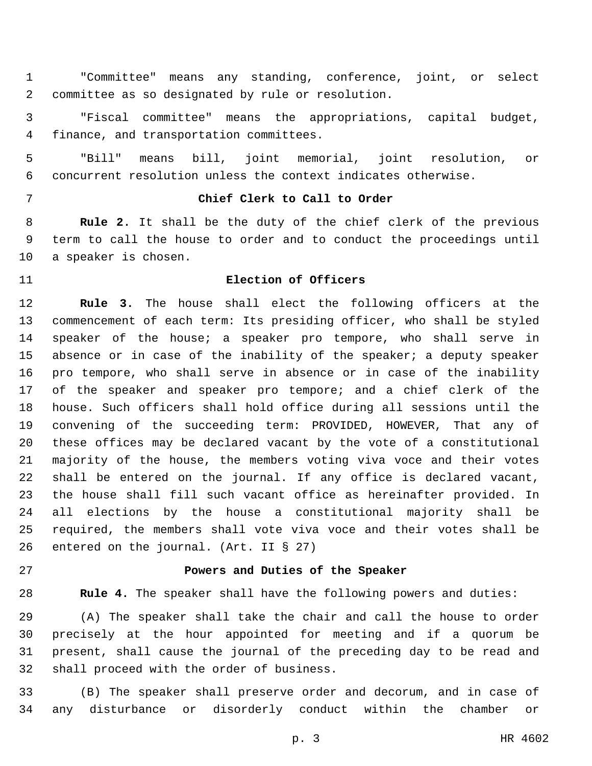"Committee" means any standing, conference, joint, or select committee as so designated by rule or resolution.

"Fiscal committee" means the appropriations, capital budget, finance, and transportation committees.

"Bill" means bill, joint memorial, joint resolution, or concurrent resolution unless the context indicates otherwise.

### Chief Clerk to Call to Order

**Rule 2.** It shall be the duty of the chief clerk of the previous term to call the house to order and to conduct the proceedings until a speaker is chosen.

### Election of Officers

**Rule 3.** The house shall elect the following officers at the commencement of each term: Its presiding officer, who shall be styled speaker of the house; a speaker pro tempore, who shall serve in absence or in case of the inability of the speaker; a deputy speaker pro tempore, who shall serve in absence or in case of the inability of the speaker and speaker pro tempore; and a chief clerk of the house. Such officers shall hold office during all sessions until the convening of the succeeding term: PROVIDED, HOWEVER, That any of these offices may be declared vacant by the vote of a constitutional majority of the house, the members voting viva voce and their votes shall be entered on the journal. If any office is declared vacant, the house shall fill such vacant office as hereinafter provided. In all elections by the house a constitutional majority shall be required, the members shall vote viva voce and their votes shall be entered on the journal. (Art. II § 27)

### Powers and Duties of the Speaker

**Rule 4.** The speaker shall have the following powers and duties:

(A) The speaker shall take the chair and call the house to order precisely at the hour appointed for meeting and if a quorum be present, shall cause the journal of the preceding day to be read and shall proceed with the order of business.

(B) The speaker shall preserve order and decorum, and in case of any disturbance or disorderly conduct within the chamber or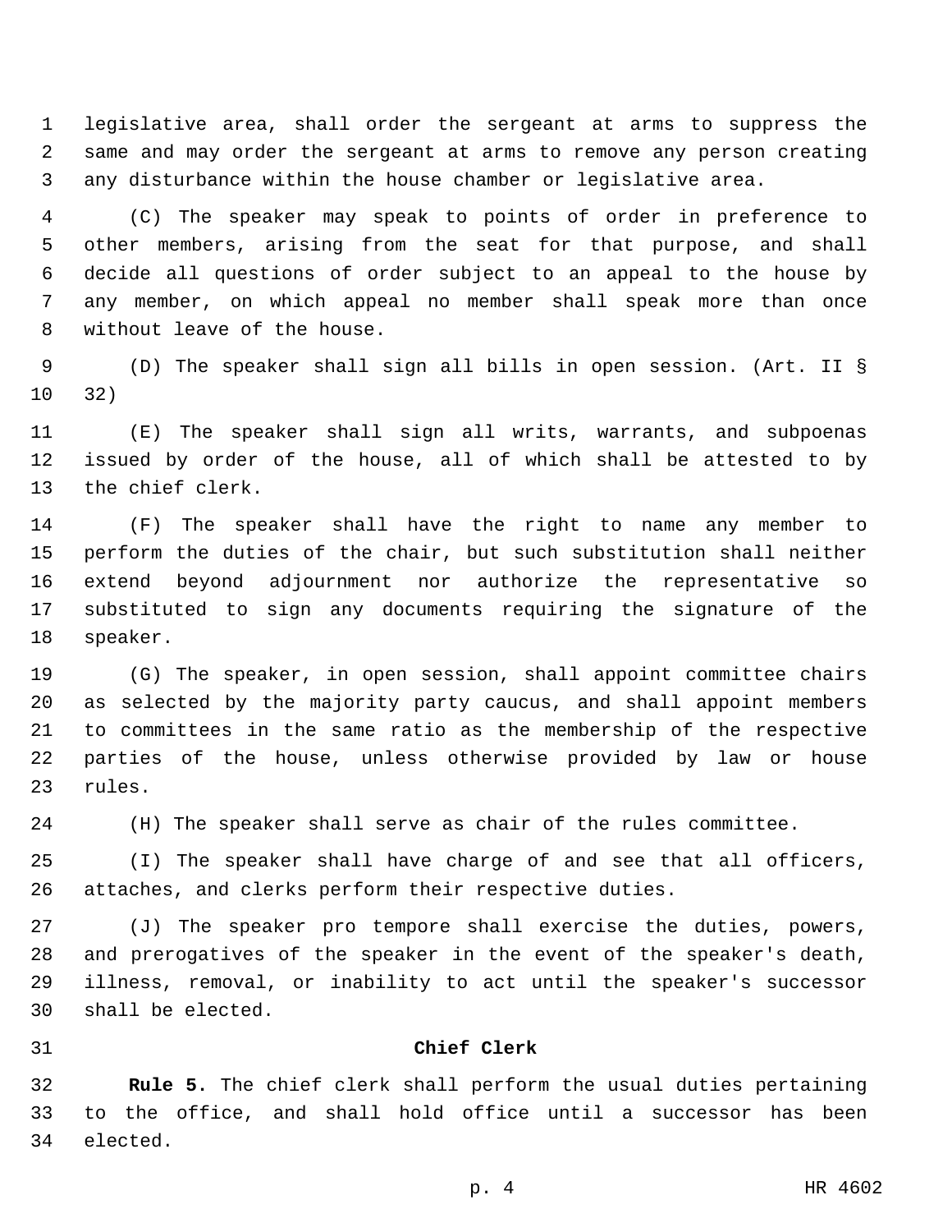legislative area, shall order the sergeant at arms to suppress the same and may order the sergeant at arms to remove any person creating any disturbance within the house chamber or legislative area.

(C) The speaker may speak to points of order in preference to other members, arising from the seat for that purpose, and shall decide all questions of order subject to an appeal to the house by any member, on which appeal no member shall speak more than once without leave of the house.

(D) The speaker shall sign all bills in open session. (Art. II § 32)

(E) The speaker shall sign all writs, warrants, and subpoenas issued by order of the house, all of which shall be attested to by the chief clerk.

(F) The speaker shall have the right to name any member to perform the duties of the chair, but such substitution shall neither extend beyond adjournment nor authorize the representative so substituted to sign any documents requiring the signature of the speaker.

(G) The speaker, in open session, shall appoint committee chairs as selected by the majority party caucus, and shall appoint members to committees in the same ratio as the membership of the respective parties of the house, unless otherwise provided by law or house rules.

(H) The speaker shall serve as chair of the rules committee.

(I) The speaker shall have charge of and see that all officers, attaches, and clerks perform their respective duties.

(J) The speaker pro tempore shall exercise the duties, powers, and prerogatives of the speaker in the event of the speaker's death, illness, removal, or inability to act until the speaker's successor shall be elected.

## Chief Clerk

**Rule 5.** The chief clerk shall perform the usual duties pertaining to the office, and shall hold office until a successor has been elected.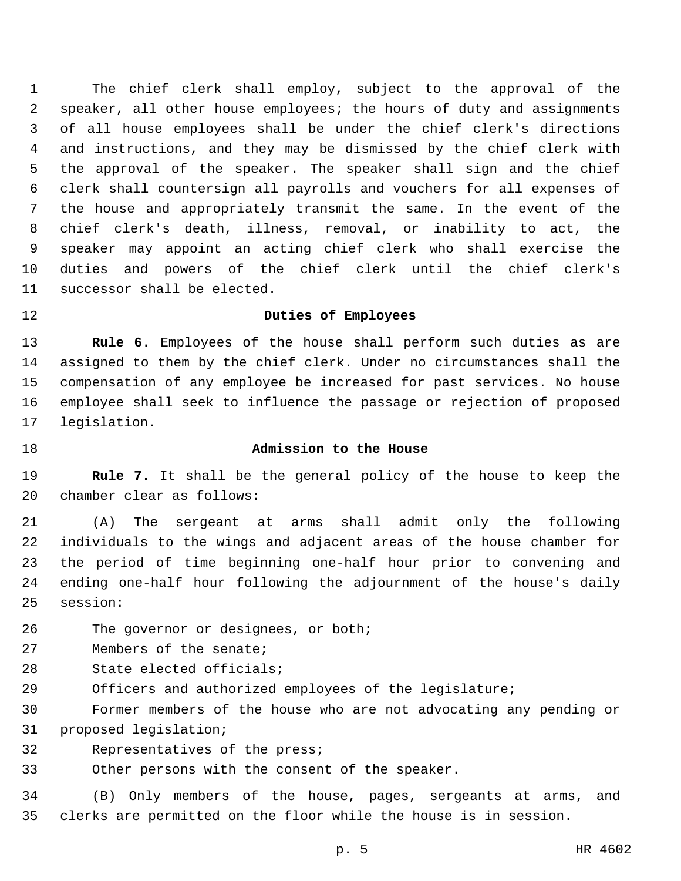The chief clerk shall employ, subject to the approval of the speaker, all other house employees; the hours of duty and assignments of all house employees shall be under the chief clerk's directions and instructions, and they may be dismissed by the chief clerk with the approval of the speaker. The speaker shall sign and the chief clerk shall countersign all payrolls and vouchers for all expenses of the house and appropriately transmit the same. In the event of the chief clerk's death, illness, removal, or inability to act, the speaker may appoint an acting chief clerk who shall exercise the duties and powers of the chief clerk until the chief clerk's successor shall be elected.

## Duties of Employees

**Rule 6.** Employees of the house shall perform such duties as are assigned to them by the chief clerk. Under no circumstances shall the compensation of any employee be increased for past services. No house employee shall seek to influence the passage or rejection of proposed legislation.

## Admission to the House

**Rule 7.** It shall be the general policy of the house to keep the chamber clear as follows:

(A) The sergeant at arms shall admit only the following individuals to the wings and adjacent areas of the house chamber for the period of time beginning one-half hour prior to convening and ending one-half hour following the adjournment of the house's daily session:

The governor or designees, or both;

Members of the senate;

State elected officials;

Officers and authorized employees of the legislature;

Former members of the house who are not advocating any pending or proposed legislation;

Representatives of the press;

Other persons with the consent of the speaker.

(B) Only members of the house, pages, sergeants at arms, and clerks are permitted on the floor while the house is in session.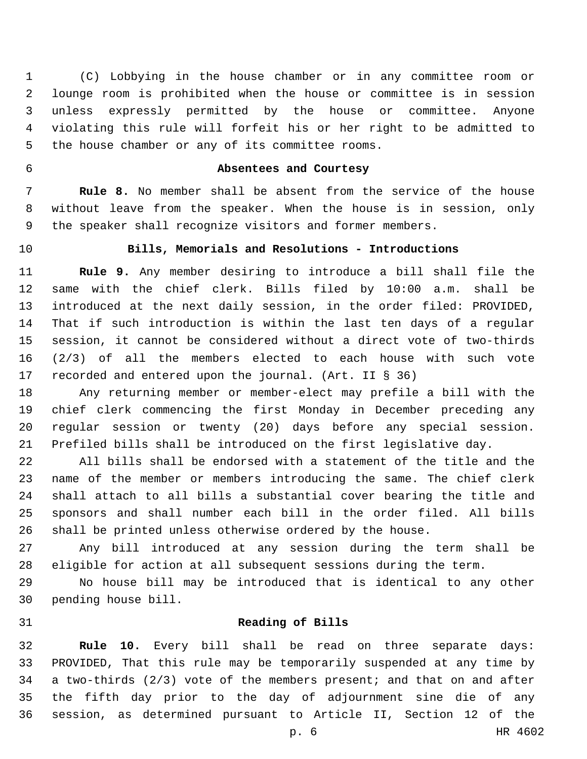(C) Lobbying in the house chamber or in any committee room or lounge room is prohibited when the house or committee is in session unless expressly permitted by the house or committee. Anyone violating this rule will forfeit his or her right to be admitted to the house chamber or any of its committee rooms.

### Absentees and Courtesy

**Rule 8.** No member shall be absent from the service of the house without leave from the speaker. When the house is in session, only the speaker shall recognize visitors and former members.

### Bills, Memorials and Resolutions - Introductions

**Rule 9.** Any member desiring to introduce a bill shall file the same with the chief clerk. Bills filed by 10:00 a.m. shall be introduced at the next daily session, in the order filed: PROVIDED, That if such introduction is within the last ten days of a regular session, it cannot be considered without a direct vote of two-thirds (2/3) of all the members elected to each house with such vote recorded and entered upon the journal. (Art. II § 36)

Any returning member or member-elect may prefile a bill with the chief clerk commencing the first Monday in December preceding any regular session or twenty (20) days before any special session. Prefiled bills shall be introduced on the first legislative day.

All bills shall be endorsed with a statement of the title and the name of the member or members introducing the same. The chief clerk shall attach to all bills a substantial cover bearing the title and sponsors and shall number each bill in the order filed. All bills shall be printed unless otherwise ordered by the house.

Any bill introduced at any session during the term shall be eligible for action at all subsequent sessions during the term.

No house bill may be introduced that is identical to any other pending house bill.

### Reading of Bills

**Rule 10.** Every bill shall be read on three separate days: PROVIDED, That this rule may be temporarily suspended at any time by a two-thirds (2/3) vote of the members present; and that on and after the fifth day prior to the day of adjournment sine die of any session, as determined pursuant to Article II, Section 12 of the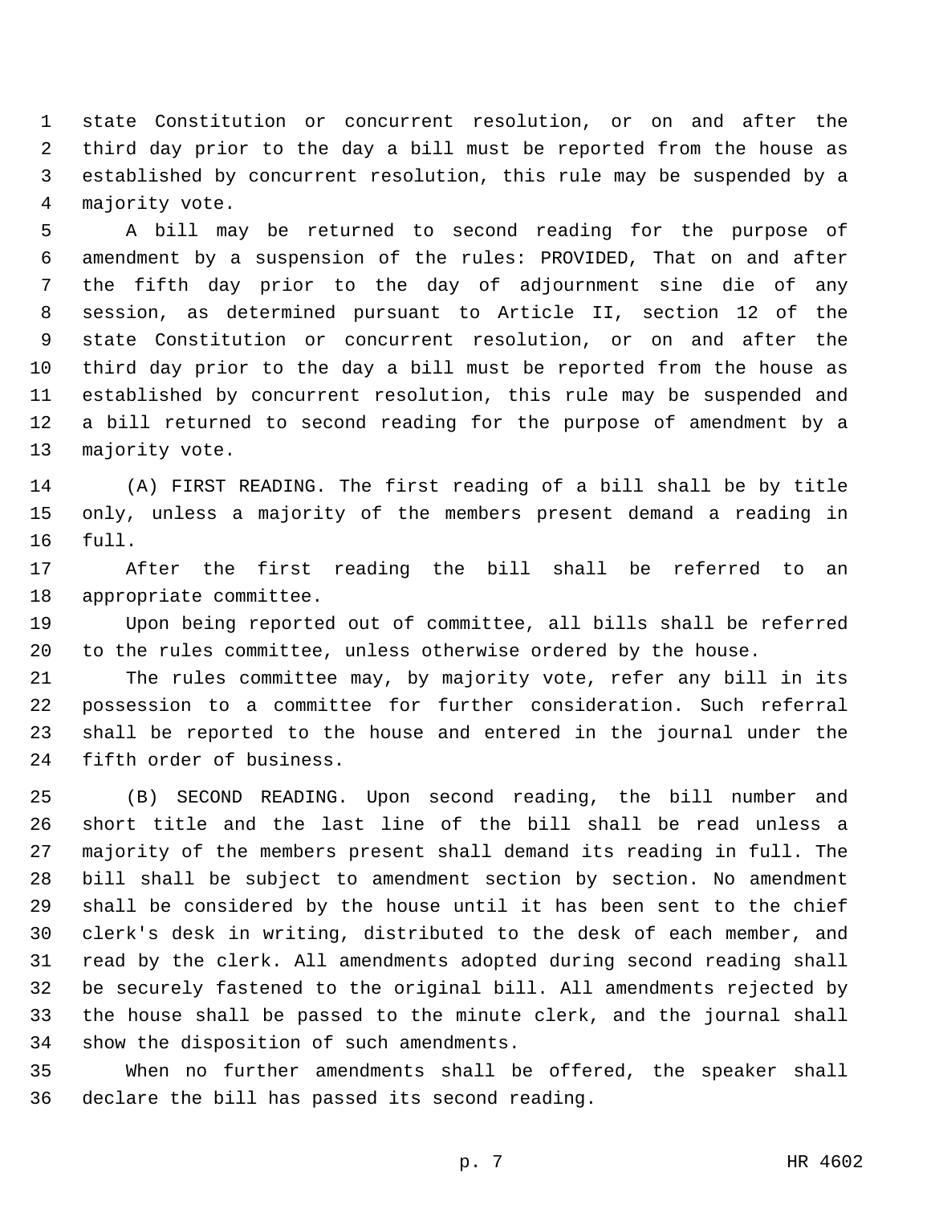state Constitution or concurrent resolution, or on and after the third day prior to the day a bill must be reported from the house as established by concurrent resolution, this rule may be suspended by a majority vote.

A bill may be returned to second reading for the purpose of amendment by a suspension of the rules: PROVIDED, That on and after the fifth day prior to the day of adjournment sine die of any session, as determined pursuant to Article II, section 12 of the state Constitution or concurrent resolution, or on and after the third day prior to the day a bill must be reported from the house as established by concurrent resolution, this rule may be suspended and a bill returned to second reading for the purpose of amendment by a majority vote.

(A) FIRST READING. The first reading of a bill shall be by title only, unless a majority of the members present demand a reading in full.

After the first reading the bill shall be referred to an appropriate committee.

Upon being reported out of committee, all bills shall be referred to the rules committee, unless otherwise ordered by the house.

The rules committee may, by majority vote, refer any bill in its possession to a committee for further consideration. Such referral shall be reported to the house and entered in the journal under the fifth order of business.

(B) SECOND READING. Upon second reading, the bill number and short title and the last line of the bill shall be read unless a majority of the members present shall demand its reading in full. The bill shall be subject to amendment section by section. No amendment shall be considered by the house until it has been sent to the chief clerk's desk in writing, distributed to the desk of each member, and read by the clerk. All amendments adopted during second reading shall be securely fastened to the original bill. All amendments rejected by the house shall be passed to the minute clerk, and the journal shall show the disposition of such amendments.

When no further amendments shall be offered, the speaker shall declare the bill has passed its second reading.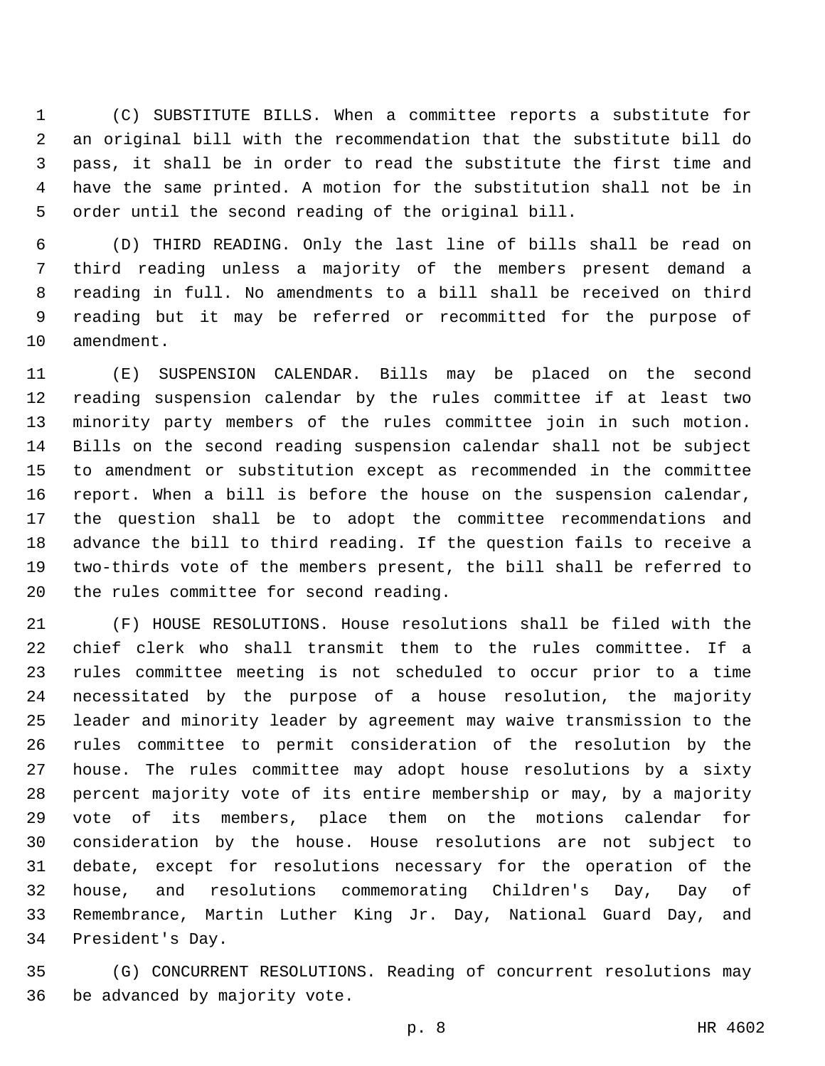(C) SUBSTITUTE BILLS. When a committee reports a substitute for an original bill with the recommendation that the substitute bill do pass, it shall be in order to read the substitute the first time and have the same printed. A motion for the substitution shall not be in order until the second reading of the original bill.

(D) THIRD READING. Only the last line of bills shall be read on third reading unless a majority of the members present demand a reading in full. No amendments to a bill shall be received on third reading but it may be referred or recommitted for the purpose of amendment.

(E) SUSPENSION CALENDAR. Bills may be placed on the second reading suspension calendar by the rules committee if at least two minority party members of the rules committee join in such motion. Bills on the second reading suspension calendar shall not be subject to amendment or substitution except as recommended in the committee report. When a bill is before the house on the suspension calendar, the question shall be to adopt the committee recommendations and advance the bill to third reading. If the question fails to receive a two-thirds vote of the members present, the bill shall be referred to the rules committee for second reading.

(F) HOUSE RESOLUTIONS. House resolutions shall be filed with the chief clerk who shall transmit them to the rules committee. If a rules committee meeting is not scheduled to occur prior to a time necessitated by the purpose of a house resolution, the majority leader and minority leader by agreement may waive transmission to the rules committee to permit consideration of the resolution by the house. The rules committee may adopt house resolutions by a sixty percent majority vote of its entire membership or may, by a majority vote of its members, place them on the motions calendar for consideration by the house. House resolutions are not subject to debate, except for resolutions necessary for the operation of the house, and resolutions commemorating Children's Day, Day of Remembrance, Martin Luther King Jr. Day, National Guard Day, and President's Day.

(G) CONCURRENT RESOLUTIONS. Reading of concurrent resolutions may be advanced by majority vote.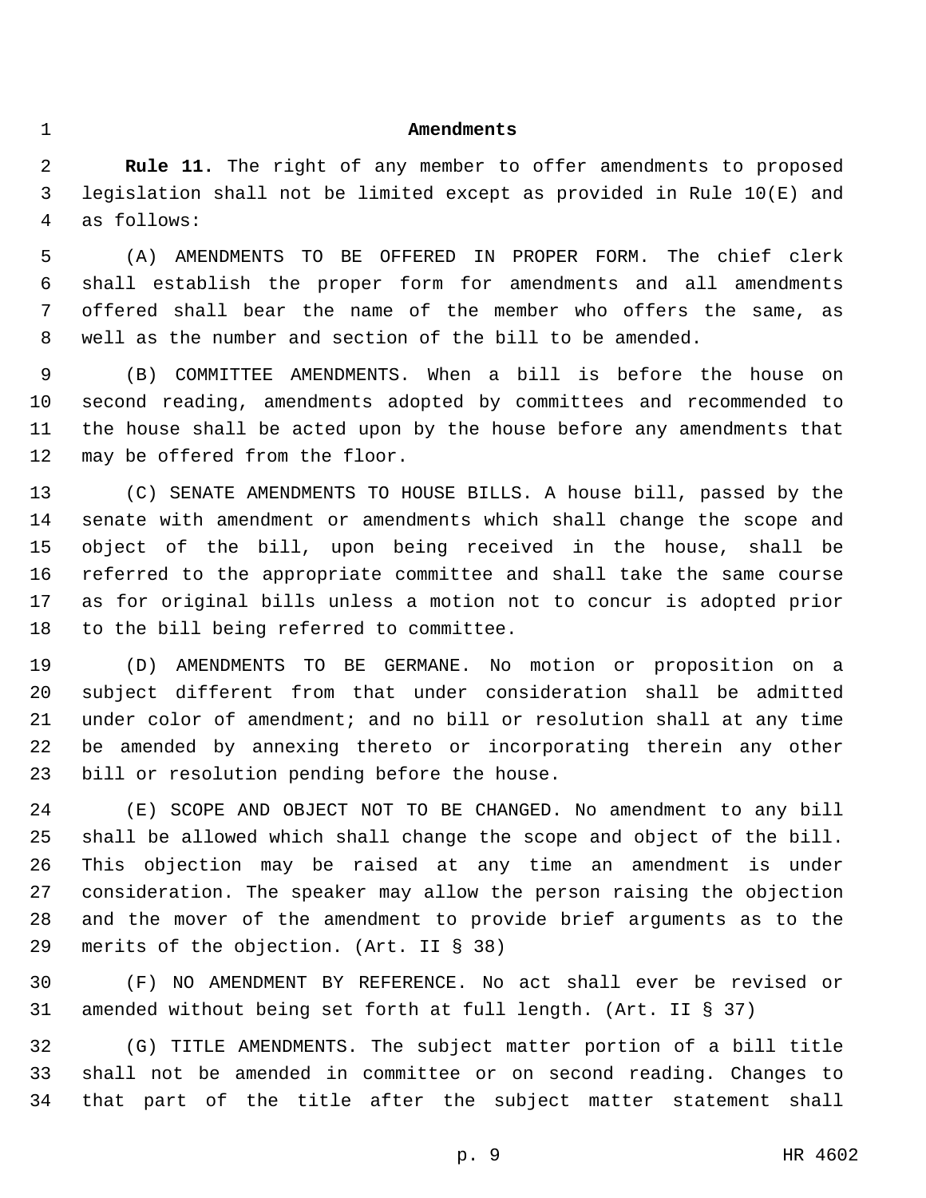## Amendments

**Rule 11.** The right of any member to offer amendments to proposed legislation shall not be limited except as provided in Rule 10(E) and as follows:

(A) AMENDMENTS TO BE OFFERED IN PROPER FORM. The chief clerk shall establish the proper form for amendments and all amendments offered shall bear the name of the member who offers the same, as well as the number and section of the bill to be amended.

(B) COMMITTEE AMENDMENTS. When a bill is before the house on second reading, amendments adopted by committees and recommended to the house shall be acted upon by the house before any amendments that may be offered from the floor.

(C) SENATE AMENDMENTS TO HOUSE BILLS. A house bill, passed by the senate with amendment or amendments which shall change the scope and object of the bill, upon being received in the house, shall be referred to the appropriate committee and shall take the same course as for original bills unless a motion not to concur is adopted prior to the bill being referred to committee.

(D) AMENDMENTS TO BE GERMANE. No motion or proposition on a subject different from that under consideration shall be admitted under color of amendment; and no bill or resolution shall at any time be amended by annexing thereto or incorporating therein any other bill or resolution pending before the house.

(E) SCOPE AND OBJECT NOT TO BE CHANGED. No amendment to any bill shall be allowed which shall change the scope and object of the bill. This objection may be raised at any time an amendment is under consideration. The speaker may allow the person raising the objection and the mover of the amendment to provide brief arguments as to the merits of the objection. (Art. II § 38)

(F) NO AMENDMENT BY REFERENCE. No act shall ever be revised or amended without being set forth at full length. (Art. II § 37)

(G) TITLE AMENDMENTS. The subject matter portion of a bill title shall not be amended in committee or on second reading. Changes to that part of the title after the subject matter statement shall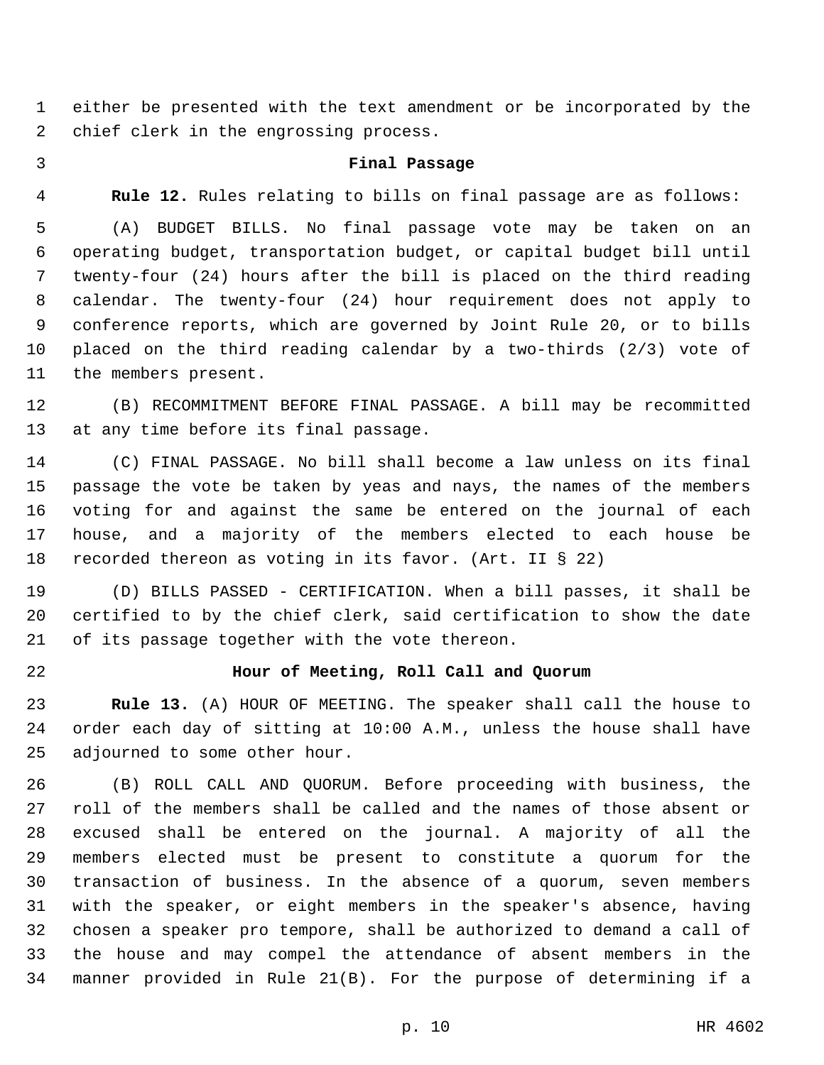either be presented with the text amendment or be incorporated by the chief clerk in the engrossing process.

### Final Passage

**Rule 12.** Rules relating to bills on final passage are as follows:

(A) BUDGET BILLS. No final passage vote may be taken on an operating budget, transportation budget, or capital budget bill until twenty-four (24) hours after the bill is placed on the third reading calendar. The twenty-four (24) hour requirement does not apply to conference reports, which are governed by Joint Rule 20, or to bills placed on the third reading calendar by a two-thirds (2/3) vote of the members present.

(B) RECOMMITMENT BEFORE FINAL PASSAGE. A bill may be recommitted at any time before its final passage.

(C) FINAL PASSAGE. No bill shall become a law unless on its final passage the vote be taken by yeas and nays, the names of the members voting for and against the same be entered on the journal of each house, and a majority of the members elected to each house be recorded thereon as voting in its favor. (Art. II § 22)

(D) BILLS PASSED - CERTIFICATION. When a bill passes, it shall be certified to by the chief clerk, said certification to show the date of its passage together with the vote thereon.

### Hour of Meeting, Roll Call and Quorum

**Rule 13.** (A) HOUR OF MEETING. The speaker shall call the house to order each day of sitting at 10:00 A.M., unless the house shall have adjourned to some other hour.

(B) ROLL CALL AND QUORUM. Before proceeding with business, the roll of the members shall be called and the names of those absent or excused shall be entered on the journal. A majority of all the members elected must be present to constitute a quorum for the transaction of business. In the absence of a quorum, seven members with the speaker, or eight members in the speaker's absence, having chosen a speaker pro tempore, shall be authorized to demand a call of the house and may compel the attendance of absent members in the manner provided in Rule 21(B). For the purpose of determining if a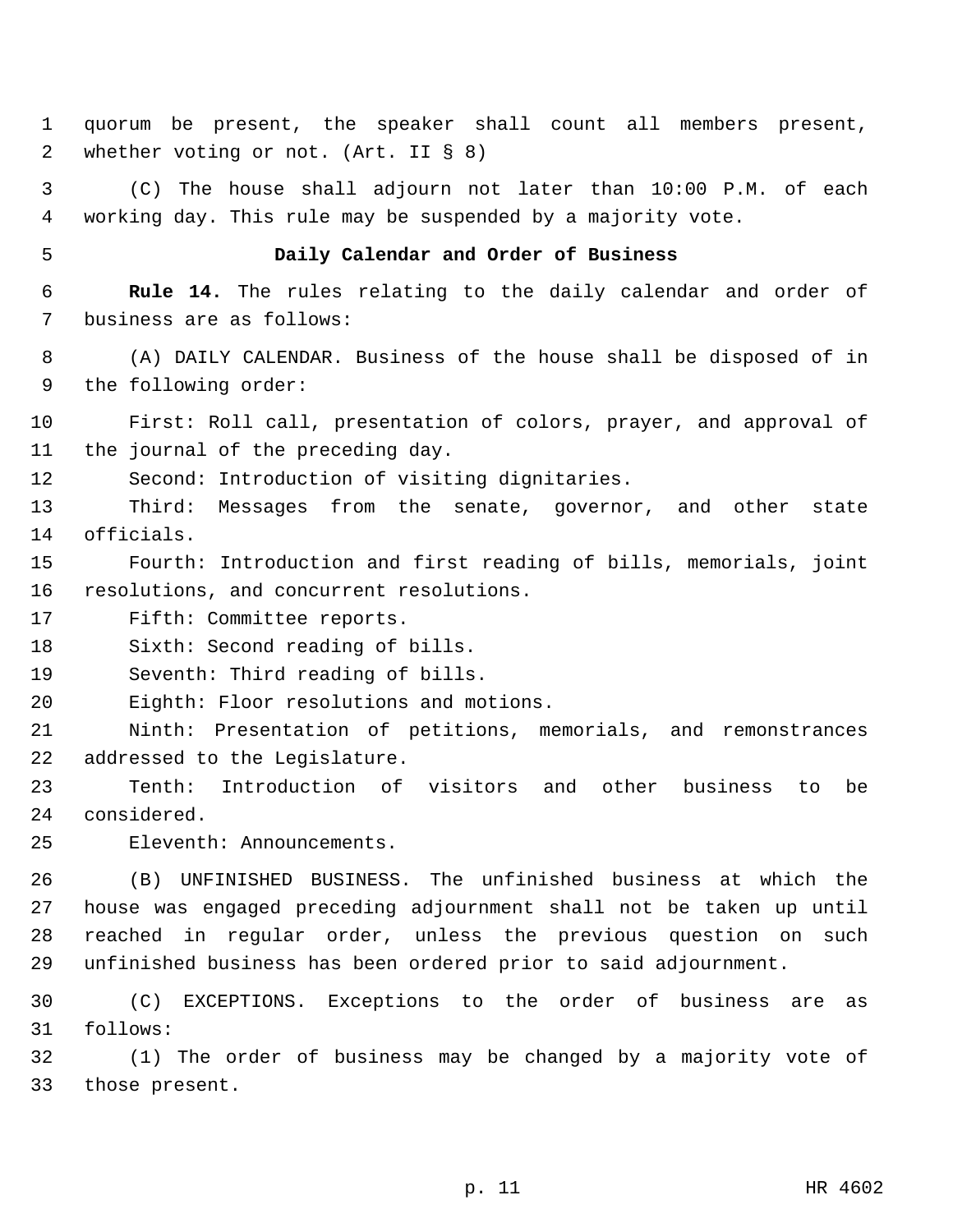quorum be present, the speaker shall count all members present, whether voting or not. (Art. II § 8)

(C) The house shall adjourn not later than 10:00 P.M. of each working day. This rule may be suspended by a majority vote.

### Daily Calendar and Order of Business

**Rule 14.** The rules relating to the daily calendar and order of business are as follows:

(A) DAILY CALENDAR. Business of the house shall be disposed of in the following order:

First: Roll call, presentation of colors, prayer, and approval of the journal of the preceding day.

Second: Introduction of visiting dignitaries.

Third: Messages from the senate, governor, and other state officials.

Fourth: Introduction and first reading of bills, memorials, joint resolutions, and concurrent resolutions.

Fifth: Committee reports.

Sixth: Second reading of bills.

Seventh: Third reading of bills.

Eighth: Floor resolutions and motions.

Ninth: Presentation of petitions, memorials, and remonstrances addressed to the Legislature.

Tenth: Introduction of visitors and other business to be considered.

Eleventh: Announcements.

(B) UNFINISHED BUSINESS. The unfinished business at which the house was engaged preceding adjournment shall not be taken up until reached in regular order, unless the previous question on such unfinished business has been ordered prior to said adjournment.

(C) EXCEPTIONS. Exceptions to the order of business are as follows:

(1) The order of business may be changed by a majority vote of those present.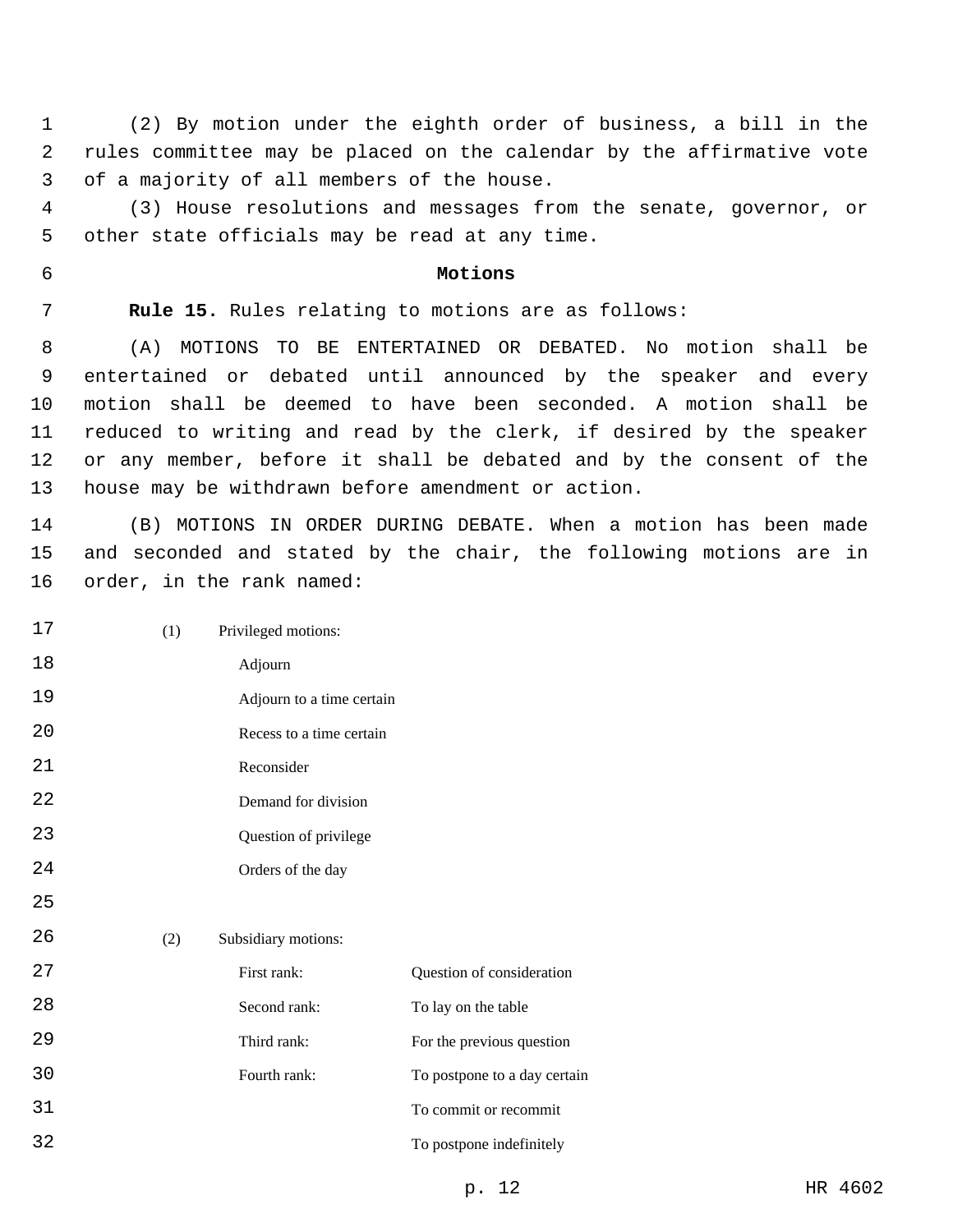(2) By motion under the eighth order of business, a bill in the rules committee may be placed on the calendar by the affirmative vote of a majority of all members of the house.

(3) House resolutions and messages from the senate, governor, or other state officials may be read at any time.

## Motions

**Rule 15.** Rules relating to motions are as follows:

(A) MOTIONS TO BE ENTERTAINED OR DEBATED. No motion shall be entertained or debated until announced by the speaker and every motion shall be deemed to have been seconded. A motion shall be reduced to writing and read by the clerk, if desired by the speaker or any member, before it shall be debated and by the consent of the house may be withdrawn before amendment or action.

(B) MOTIONS IN ORDER DURING DEBATE. When a motion has been made and seconded and stated by the chair, the following motions are in order, in the rank named:

(1) Privileged motions:

- Adjourn
- Adjourn to a time certain
- Recess to a time certain
- Reconsider
- Demand for division
- Question of privilege
- Orders of the day

(2) Subsidiary motions:

| | |
|---|---|
| First rank: | Question of consideration |
| Second rank: | To lay on the table |
| Third rank: | For the previous question |
| Fourth rank: | To postpone to a day certain |
| | To commit or recommit |
| | To postpone indefinitely |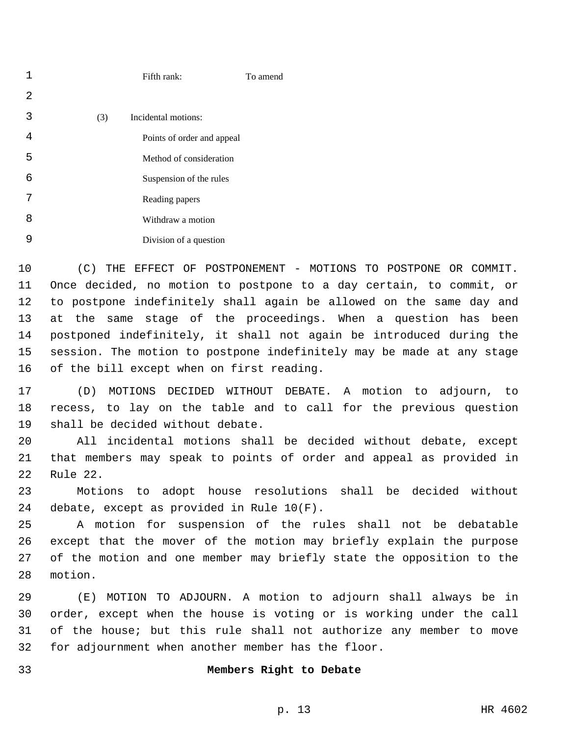Fifth rank: To amend

(3) Incidental motions:

Points of order and appeal

Method of consideration

Suspension of the rules

Reading papers

Withdraw a motion

Division of a question

(C) THE EFFECT OF POSTPONEMENT - MOTIONS TO POSTPONE OR COMMIT. Once decided, no motion to postpone to a day certain, to commit, or to postpone indefinitely shall again be allowed on the same day and at the same stage of the proceedings. When a question has been postponed indefinitely, it shall not again be introduced during the session. The motion to postpone indefinitely may be made at any stage of the bill except when on first reading.

(D) MOTIONS DECIDED WITHOUT DEBATE. A motion to adjourn, to recess, to lay on the table and to call for the previous question shall be decided without debate.

All incidental motions shall be decided without debate, except that members may speak to points of order and appeal as provided in Rule 22.

Motions to adopt house resolutions shall be decided without debate, except as provided in Rule 10(F).

A motion for suspension of the rules shall not be debatable except that the mover of the motion may briefly explain the purpose of the motion and one member may briefly state the opposition to the motion.

(E) MOTION TO ADJOURN. A motion to adjourn shall always be in order, except when the house is voting or is working under the call of the house; but this rule shall not authorize any member to move for adjournment when another member has the floor.

## Members Right to Debate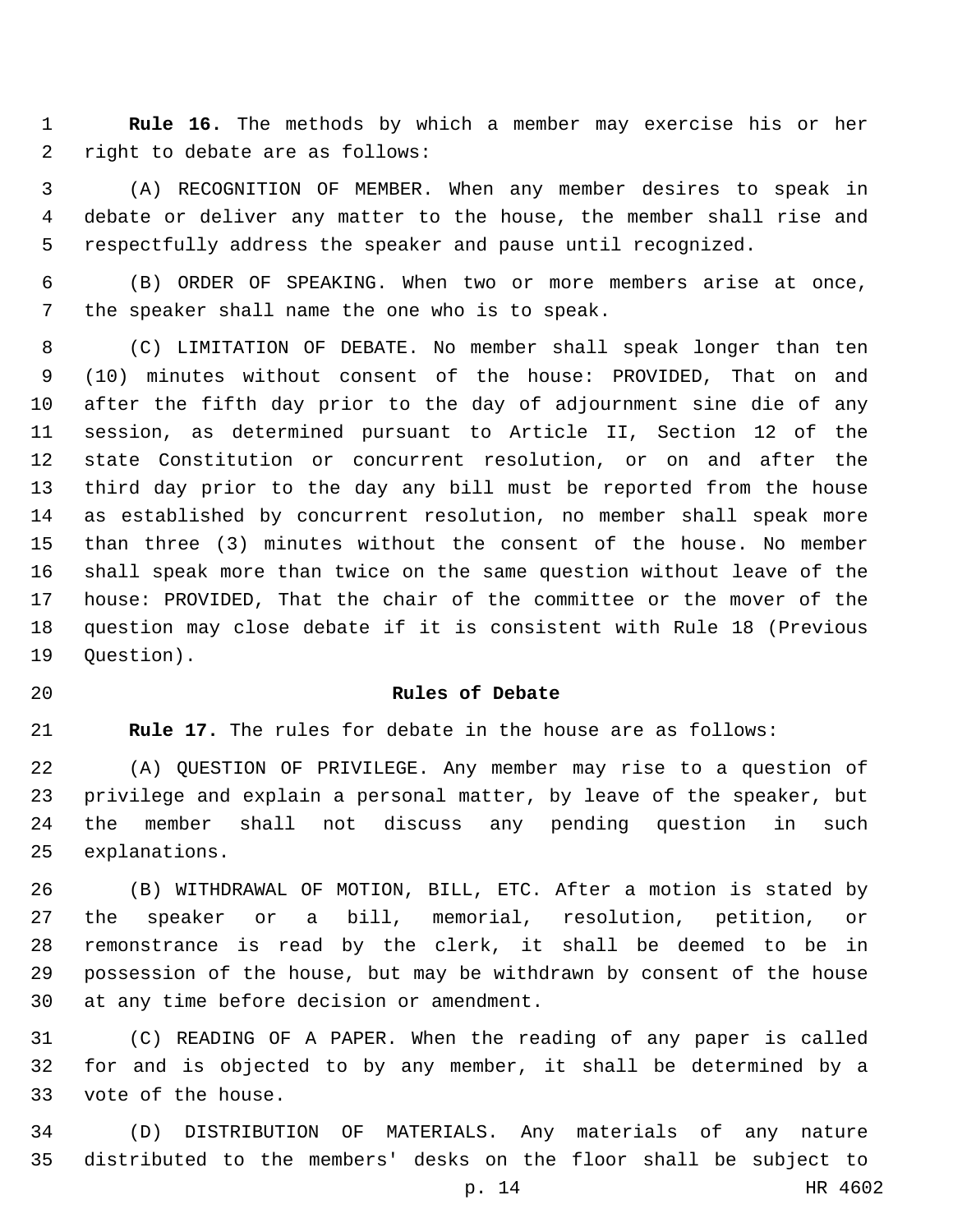**Rule 16.** The methods by which a member may exercise his or her right to debate are as follows:

(A) RECOGNITION OF MEMBER. When any member desires to speak in debate or deliver any matter to the house, the member shall rise and respectfully address the speaker and pause until recognized.

(B) ORDER OF SPEAKING. When two or more members arise at once, the speaker shall name the one who is to speak.

(C) LIMITATION OF DEBATE. No member shall speak longer than ten (10) minutes without consent of the house: PROVIDED, That on and after the fifth day prior to the day of adjournment sine die of any session, as determined pursuant to Article II, Section 12 of the state Constitution or concurrent resolution, or on and after the third day prior to the day any bill must be reported from the house as established by concurrent resolution, no member shall speak more than three (3) minutes without the consent of the house. No member shall speak more than twice on the same question without leave of the house: PROVIDED, That the chair of the committee or the mover of the question may close debate if it is consistent with Rule 18 (Previous Question).

## Rules of Debate

**Rule 17.** The rules for debate in the house are as follows:

(A) QUESTION OF PRIVILEGE. Any member may rise to a question of privilege and explain a personal matter, by leave of the speaker, but the member shall not discuss any pending question in such explanations.

(B) WITHDRAWAL OF MOTION, BILL, ETC. After a motion is stated by the speaker or a bill, memorial, resolution, petition, or remonstrance is read by the clerk, it shall be deemed to be in possession of the house, but may be withdrawn by consent of the house at any time before decision or amendment.

(C) READING OF A PAPER. When the reading of any paper is called for and is objected to by any member, it shall be determined by a vote of the house.

(D) DISTRIBUTION OF MATERIALS. Any materials of any nature distributed to the members' desks on the floor shall be subject to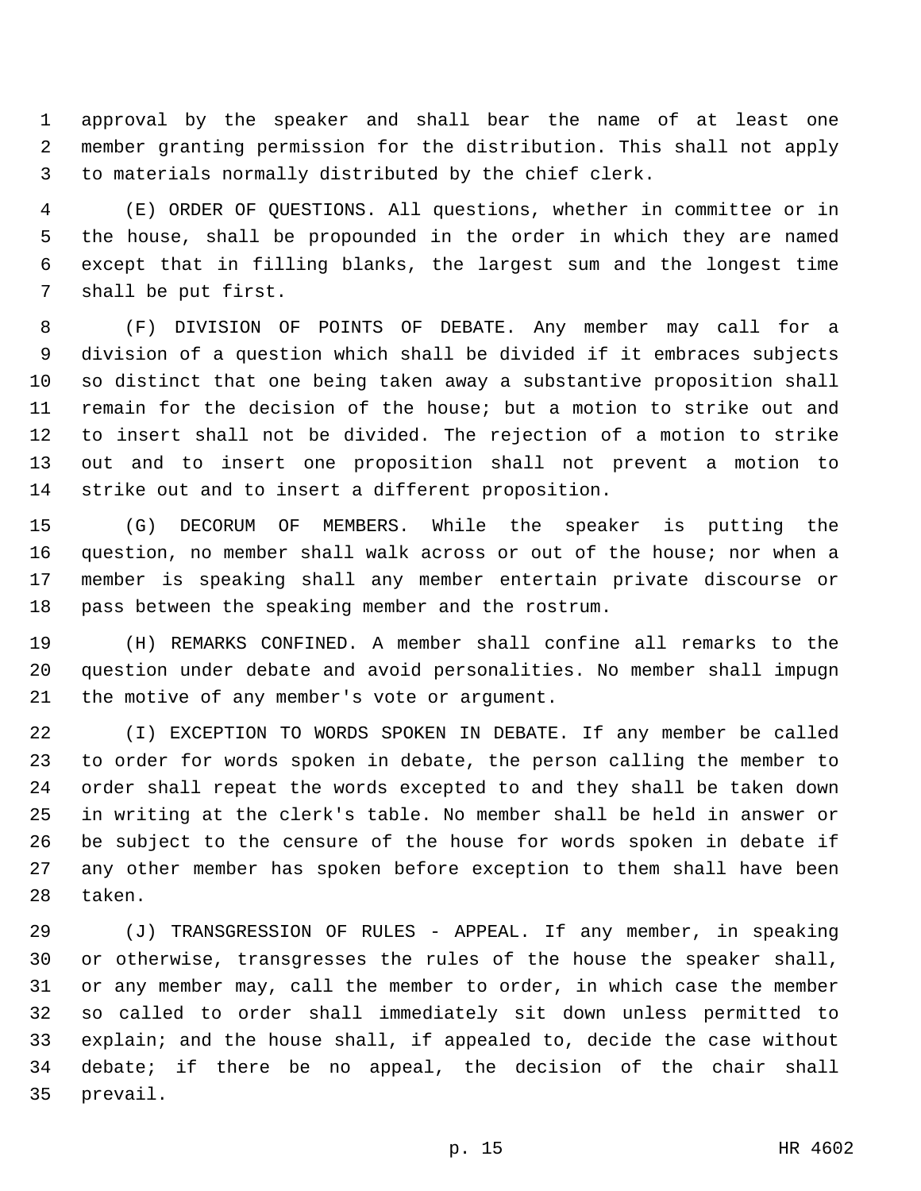approval by the speaker and shall bear the name of at least one member granting permission for the distribution. This shall not apply to materials normally distributed by the chief clerk.

(E) ORDER OF QUESTIONS. All questions, whether in committee or in the house, shall be propounded in the order in which they are named except that in filling blanks, the largest sum and the longest time shall be put first.

(F) DIVISION OF POINTS OF DEBATE. Any member may call for a division of a question which shall be divided if it embraces subjects so distinct that one being taken away a substantive proposition shall remain for the decision of the house; but a motion to strike out and to insert shall not be divided. The rejection of a motion to strike out and to insert one proposition shall not prevent a motion to strike out and to insert a different proposition.

(G) DECORUM OF MEMBERS. While the speaker is putting the question, no member shall walk across or out of the house; nor when a member is speaking shall any member entertain private discourse or pass between the speaking member and the rostrum.

(H) REMARKS CONFINED. A member shall confine all remarks to the question under debate and avoid personalities. No member shall impugn the motive of any member's vote or argument.

(I) EXCEPTION TO WORDS SPOKEN IN DEBATE. If any member be called to order for words spoken in debate, the person calling the member to order shall repeat the words excepted to and they shall be taken down in writing at the clerk's table. No member shall be held in answer or be subject to the censure of the house for words spoken in debate if any other member has spoken before exception to them shall have been taken.

(J) TRANSGRESSION OF RULES - APPEAL. If any member, in speaking or otherwise, transgresses the rules of the house the speaker shall, or any member may, call the member to order, in which case the member so called to order shall immediately sit down unless permitted to explain; and the house shall, if appealed to, decide the case without debate; if there be no appeal, the decision of the chair shall prevail.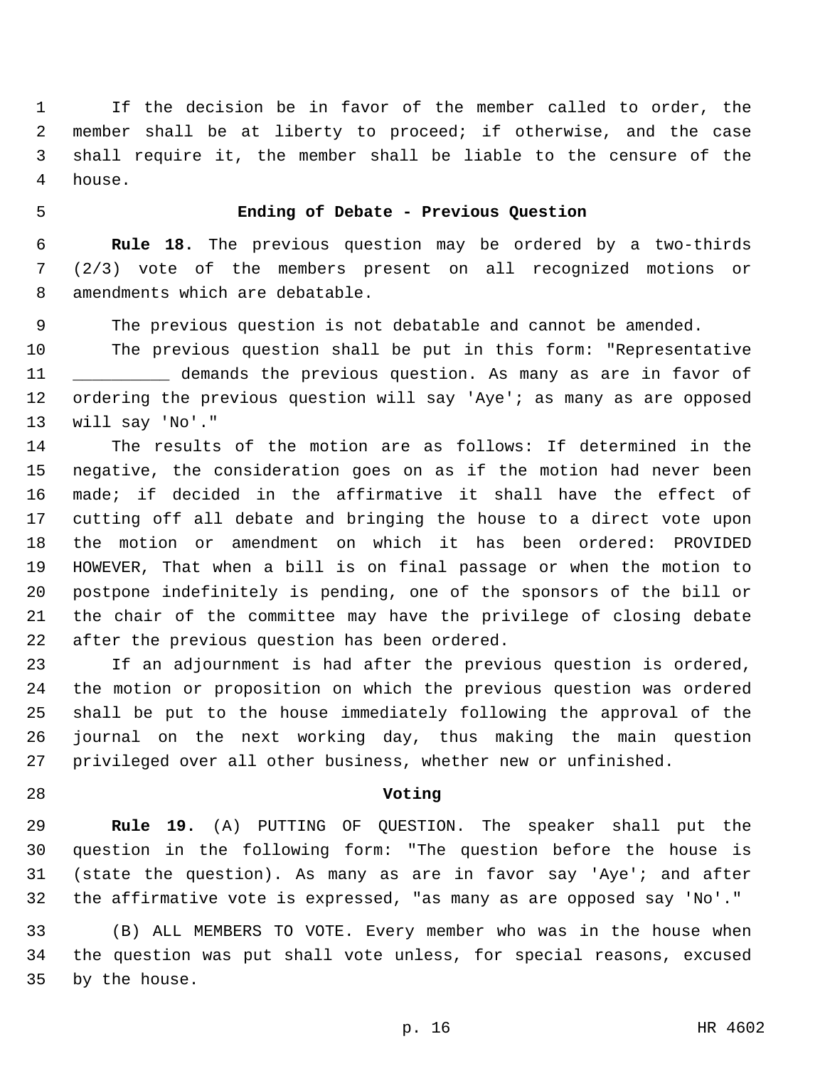If the decision be in favor of the member called to order, the member shall be at liberty to proceed; if otherwise, and the case shall require it, the member shall be liable to the censure of the house.

### Ending of Debate - Previous Question

**Rule 18.** The previous question may be ordered by a two-thirds (2/3) vote of the members present on all recognized motions or amendments which are debatable.

The previous question is not debatable and cannot be amended.

The previous question shall be put in this form: "Representative __________ demands the previous question. As many as are in favor of ordering the previous question will say 'Aye'; as many as are opposed will say 'No'."

The results of the motion are as follows: If determined in the negative, the consideration goes on as if the motion had never been made; if decided in the affirmative it shall have the effect of cutting off all debate and bringing the house to a direct vote upon the motion or amendment on which it has been ordered: PROVIDED HOWEVER, That when a bill is on final passage or when the motion to postpone indefinitely is pending, one of the sponsors of the bill or the chair of the committee may have the privilege of closing debate after the previous question has been ordered.

If an adjournment is had after the previous question is ordered, the motion or proposition on which the previous question was ordered shall be put to the house immediately following the approval of the journal on the next working day, thus making the main question privileged over all other business, whether new or unfinished.

### Voting

**Rule 19.** (A) PUTTING OF QUESTION. The speaker shall put the question in the following form: "The question before the house is (state the question). As many as are in favor say 'Aye'; and after the affirmative vote is expressed, "as many as are opposed say 'No'."

(B) ALL MEMBERS TO VOTE. Every member who was in the house when the question was put shall vote unless, for special reasons, excused by the house.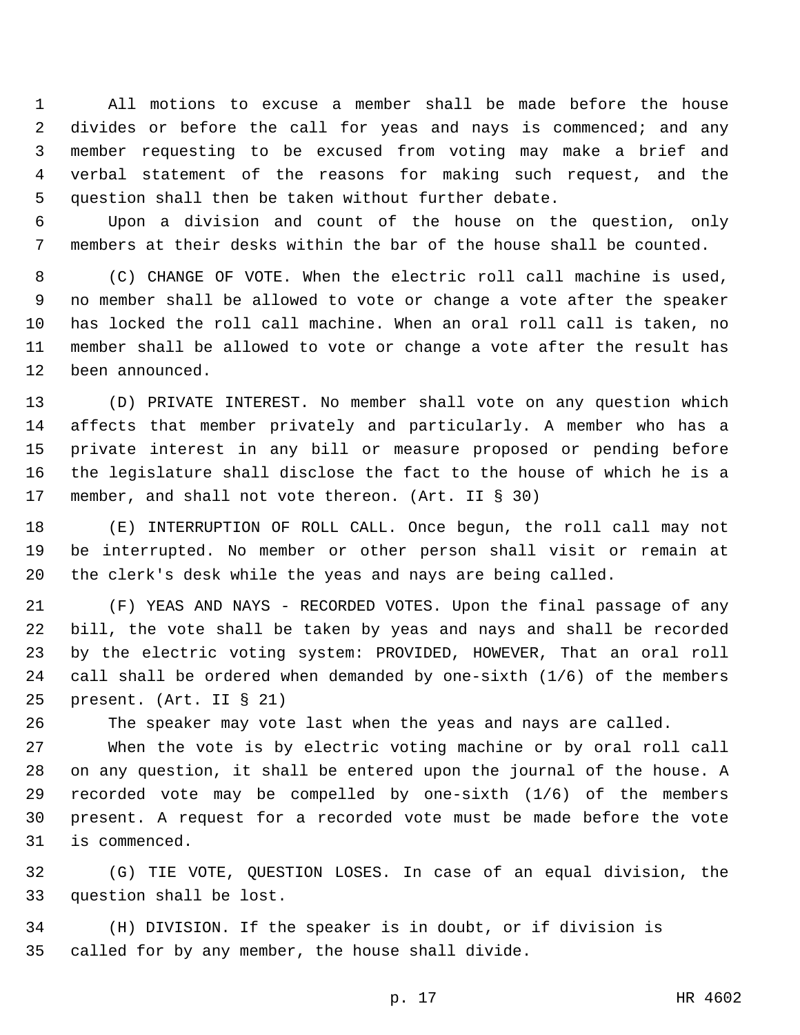All motions to excuse a member shall be made before the house divides or before the call for yeas and nays is commenced; and any member requesting to be excused from voting may make a brief and verbal statement of the reasons for making such request, and the question shall then be taken without further debate.

Upon a division and count of the house on the question, only members at their desks within the bar of the house shall be counted.

(C) CHANGE OF VOTE. When the electric roll call machine is used, no member shall be allowed to vote or change a vote after the speaker has locked the roll call machine. When an oral roll call is taken, no member shall be allowed to vote or change a vote after the result has been announced.

(D) PRIVATE INTEREST. No member shall vote on any question which affects that member privately and particularly. A member who has a private interest in any bill or measure proposed or pending before the legislature shall disclose the fact to the house of which he is a member, and shall not vote thereon. (Art. II § 30)

(E) INTERRUPTION OF ROLL CALL. Once begun, the roll call may not be interrupted. No member or other person shall visit or remain at the clerk's desk while the yeas and nays are being called.

(F) YEAS AND NAYS - RECORDED VOTES. Upon the final passage of any bill, the vote shall be taken by yeas and nays and shall be recorded by the electric voting system: PROVIDED, HOWEVER, That an oral roll call shall be ordered when demanded by one-sixth (1/6) of the members present. (Art. II § 21)

The speaker may vote last when the yeas and nays are called.

When the vote is by electric voting machine or by oral roll call on any question, it shall be entered upon the journal of the house. A recorded vote may be compelled by one-sixth (1/6) of the members present. A request for a recorded vote must be made before the vote is commenced.

(G) TIE VOTE, QUESTION LOSES. In case of an equal division, the question shall be lost.

(H) DIVISION. If the speaker is in doubt, or if division is called for by any member, the house shall divide.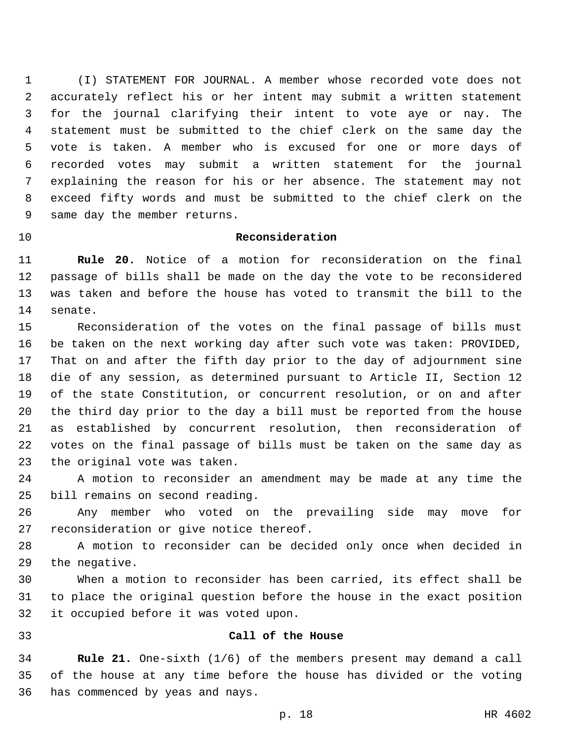(I) STATEMENT FOR JOURNAL. A member whose recorded vote does not accurately reflect his or her intent may submit a written statement for the journal clarifying their intent to vote aye or nay. The statement must be submitted to the chief clerk on the same day the vote is taken. A member who is excused for one or more days of recorded votes may submit a written statement for the journal explaining the reason for his or her absence. The statement may not exceed fifty words and must be submitted to the chief clerk on the same day the member returns.

## Reconsideration

**Rule 20.** Notice of a motion for reconsideration on the final passage of bills shall be made on the day the vote to be reconsidered was taken and before the house has voted to transmit the bill to the senate.

Reconsideration of the votes on the final passage of bills must be taken on the next working day after such vote was taken: PROVIDED, That on and after the fifth day prior to the day of adjournment sine die of any session, as determined pursuant to Article II, Section 12 of the state Constitution, or concurrent resolution, or on and after the third day prior to the day a bill must be reported from the house as established by concurrent resolution, then reconsideration of votes on the final passage of bills must be taken on the same day as the original vote was taken.

A motion to reconsider an amendment may be made at any time the bill remains on second reading.

Any member who voted on the prevailing side may move for reconsideration or give notice thereof.

A motion to reconsider can be decided only once when decided in the negative.

When a motion to reconsider has been carried, its effect shall be to place the original question before the house in the exact position it occupied before it was voted upon.

## Call of the House

**Rule 21.** One-sixth (1/6) of the members present may demand a call of the house at any time before the house has divided or the voting has commenced by yeas and nays.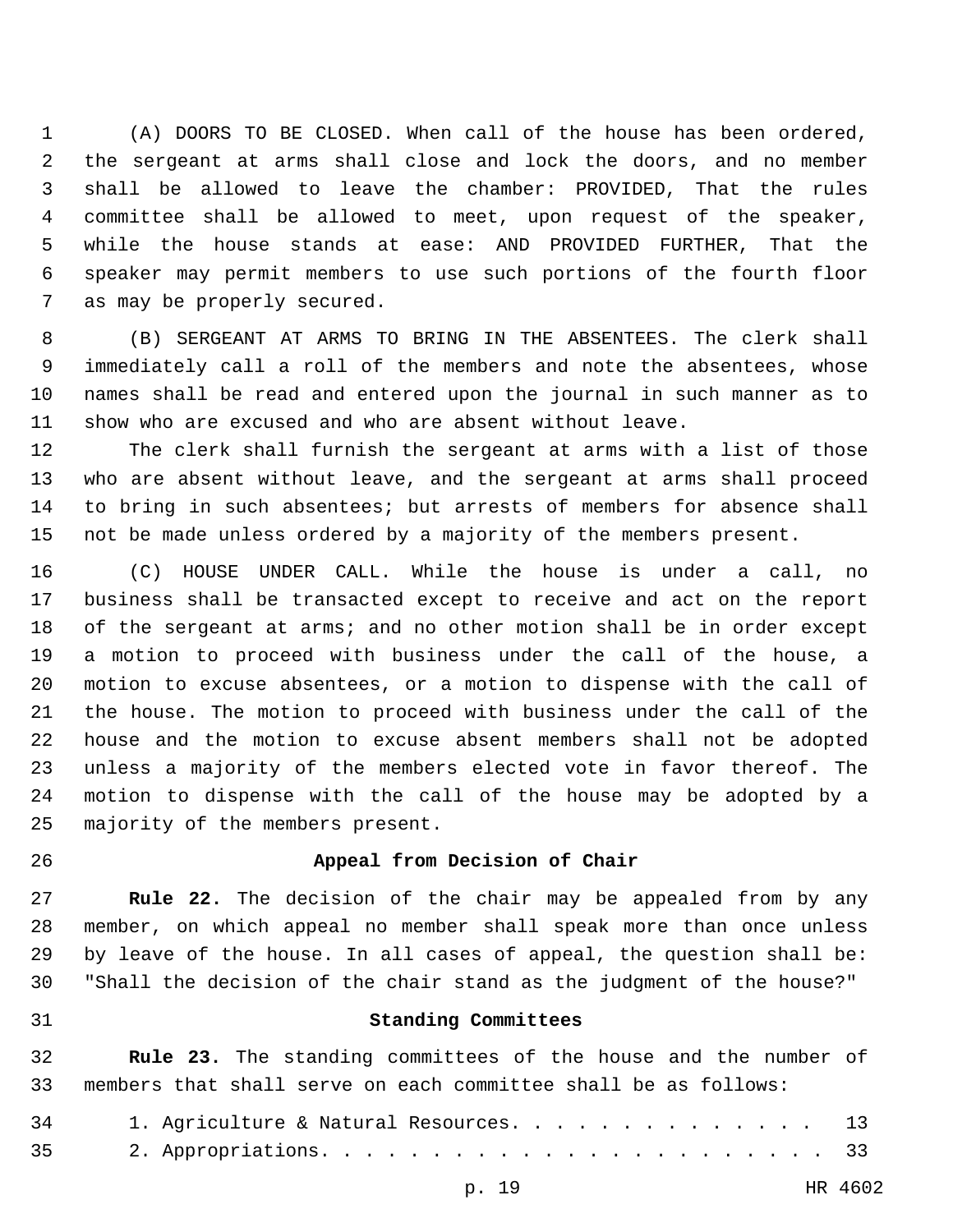(A) DOORS TO BE CLOSED. When call of the house has been ordered, the sergeant at arms shall close and lock the doors, and no member shall be allowed to leave the chamber: PROVIDED, That the rules committee shall be allowed to meet, upon request of the speaker, while the house stands at ease: AND PROVIDED FURTHER, That the speaker may permit members to use such portions of the fourth floor as may be properly secured.

(B) SERGEANT AT ARMS TO BRING IN THE ABSENTEES. The clerk shall immediately call a roll of the members and note the absentees, whose names shall be read and entered upon the journal in such manner as to show who are excused and who are absent without leave.

The clerk shall furnish the sergeant at arms with a list of those who are absent without leave, and the sergeant at arms shall proceed to bring in such absentees; but arrests of members for absence shall not be made unless ordered by a majority of the members present.

(C) HOUSE UNDER CALL. While the house is under a call, no business shall be transacted except to receive and act on the report of the sergeant at arms; and no other motion shall be in order except a motion to proceed with business under the call of the house, a motion to excuse absentees, or a motion to dispense with the call of the house. The motion to proceed with business under the call of the house and the motion to excuse absent members shall not be adopted unless a majority of the members elected vote in favor thereof. The motion to dispense with the call of the house may be adopted by a majority of the members present.

### Appeal from Decision of Chair

**Rule 22.** The decision of the chair may be appealed from by any member, on which appeal no member shall speak more than once unless by leave of the house. In all cases of appeal, the question shall be: "Shall the decision of the chair stand as the judgment of the house?"

### Standing Committees

**Rule 23.** The standing committees of the house and the number of members that shall serve on each committee shall be as follows:

1. Agriculture & Natural Resources. . . . . . . . . . . . . . . 13
2. Appropriations. . . . . . . . . . . . . . . . . . . . . . . . 33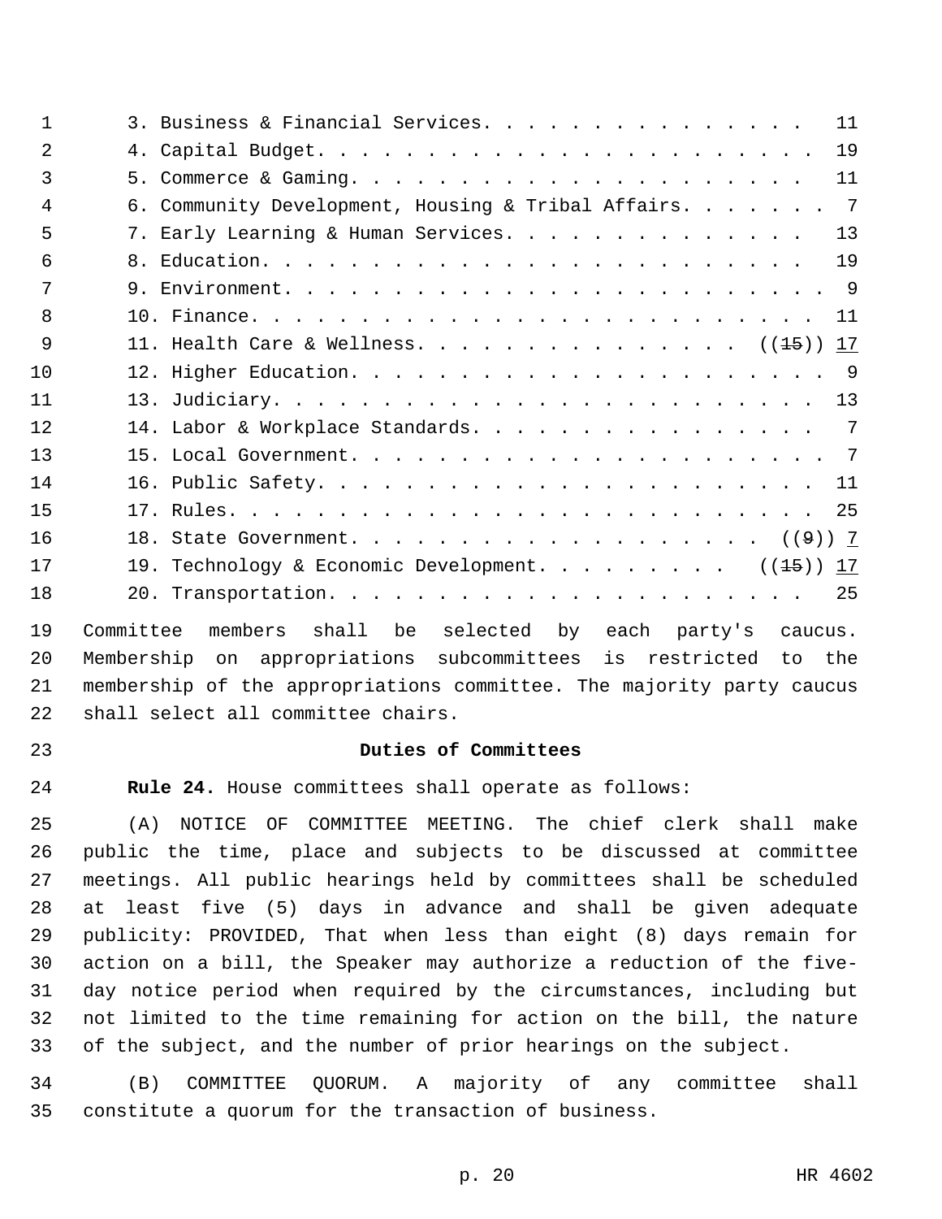3. Business & Financial Services. . . . . . . . . . . . . . . 11
4. Capital Budget. . . . . . . . . . . . . . . . . . . . . . . 19
5. Commerce & Gaming. . . . . . . . . . . . . . . . . . . . . 11
6. Community Development, Housing & Tribal Affairs. . . . . . . 7
7. Early Learning & Human Services. . . . . . . . . . . . . . 13
8. Education. . . . . . . . . . . . . . . . . . . . . . . . . 19
9. Environment. . . . . . . . . . . . . . . . . . . . . . . . 9
10. Finance. . . . . . . . . . . . . . . . . . . . . . . . . 11
11. Health Care & Wellness. . . . . . . . . . . . . . . ((~~15~~)) <u>17</u>
12. Higher Education. . . . . . . . . . . . . . . . . . . . . 9
13. Judiciary. . . . . . . . . . . . . . . . . . . . . . . . 13
14. Labor & Workplace Standards. . . . . . . . . . . . . . . . 7
15. Local Government. . . . . . . . . . . . . . . . . . . . . 7
16. Public Safety. . . . . . . . . . . . . . . . . . . . . . 11
17. Rules. . . . . . . . . . . . . . . . . . . . . . . . . . 25
18. State Government. . . . . . . . . . . . . . . . . . . ((~~9~~)) <u>7</u>
19. Technology & Economic Development. . . . . . . . . ((~~15~~)) <u>17</u>
20. Transportation. . . . . . . . . . . . . . . . . . . . . . 25

Committee members shall be selected by each party's caucus. Membership on appropriations subcommittees is restricted to the membership of the appropriations committee. The majority party caucus shall select all committee chairs.

**Duties of Committees**

**Rule 24.** House committees shall operate as follows:

(A) NOTICE OF COMMITTEE MEETING. The chief clerk shall make public the time, place and subjects to be discussed at committee meetings. All public hearings held by committees shall be scheduled at least five (5) days in advance and shall be given adequate publicity: PROVIDED, That when less than eight (8) days remain for action on a bill, the Speaker may authorize a reduction of the five-day notice period when required by the circumstances, including but not limited to the time remaining for action on the bill, the nature of the subject, and the number of prior hearings on the subject.

(B) COMMITTEE QUORUM. A majority of any committee shall constitute a quorum for the transaction of business.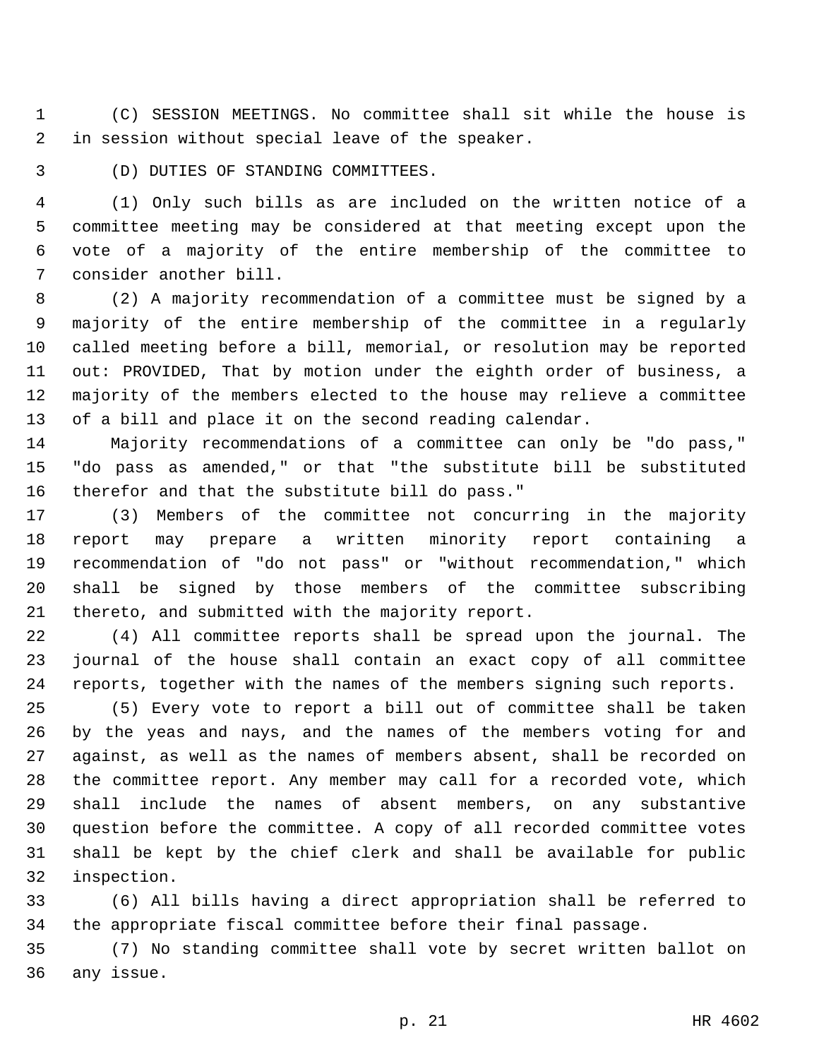(C) SESSION MEETINGS. No committee shall sit while the house is in session without special leave of the speaker.

(D) DUTIES OF STANDING COMMITTEES.

(1) Only such bills as are included on the written notice of a committee meeting may be considered at that meeting except upon the vote of a majority of the entire membership of the committee to consider another bill.

(2) A majority recommendation of a committee must be signed by a majority of the entire membership of the committee in a regularly called meeting before a bill, memorial, or resolution may be reported out: PROVIDED, That by motion under the eighth order of business, a majority of the members elected to the house may relieve a committee of a bill and place it on the second reading calendar.

Majority recommendations of a committee can only be "do pass," "do pass as amended," or that "the substitute bill be substituted therefor and that the substitute bill do pass."

(3) Members of the committee not concurring in the majority report may prepare a written minority report containing a recommendation of "do not pass" or "without recommendation," which shall be signed by those members of the committee subscribing thereto, and submitted with the majority report.

(4) All committee reports shall be spread upon the journal. The journal of the house shall contain an exact copy of all committee reports, together with the names of the members signing such reports.

(5) Every vote to report a bill out of committee shall be taken by the yeas and nays, and the names of the members voting for and against, as well as the names of members absent, shall be recorded on the committee report. Any member may call for a recorded vote, which shall include the names of absent members, on any substantive question before the committee. A copy of all recorded committee votes shall be kept by the chief clerk and shall be available for public inspection.

(6) All bills having a direct appropriation shall be referred to the appropriate fiscal committee before their final passage.

(7) No standing committee shall vote by secret written ballot on any issue.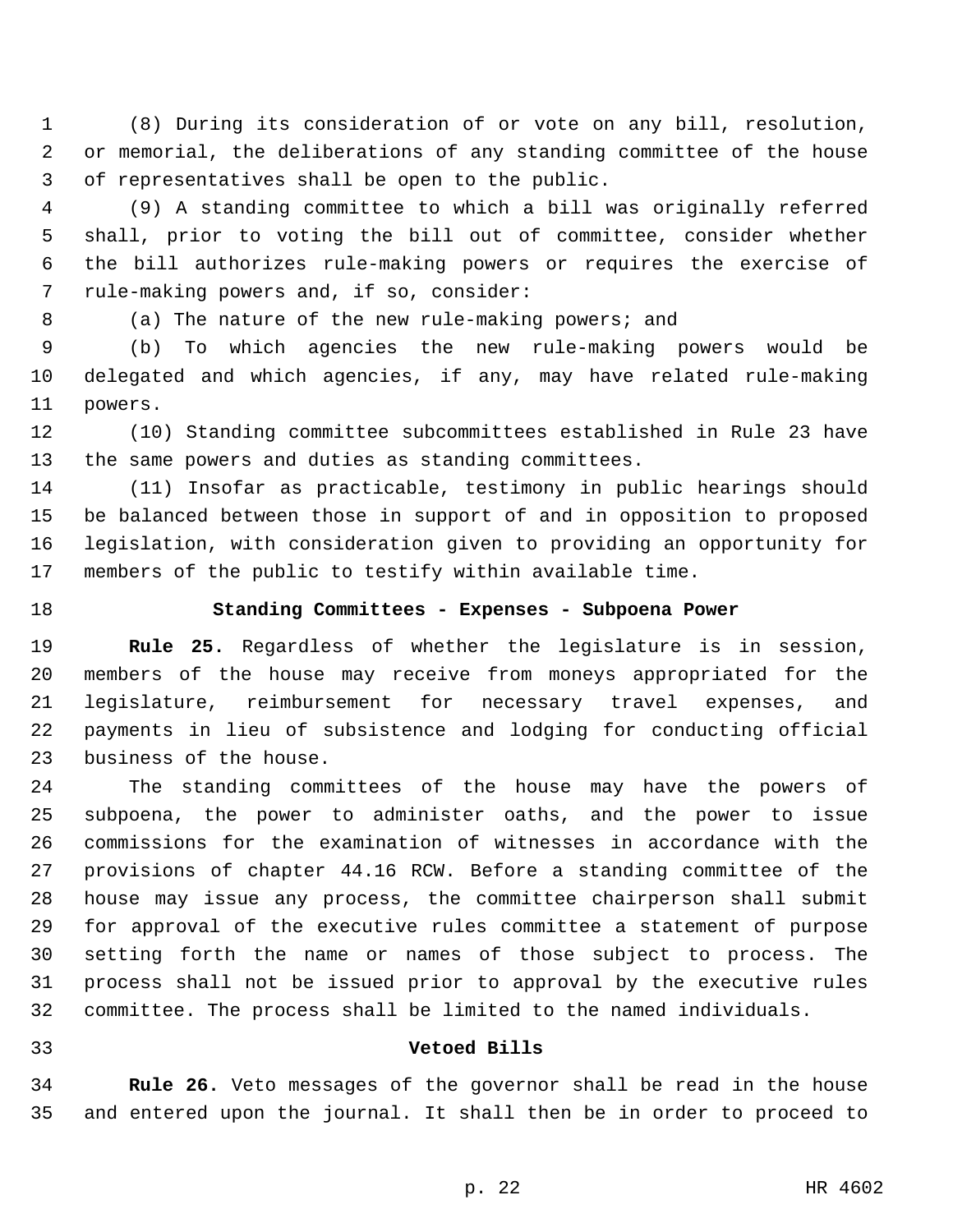(8) During its consideration of or vote on any bill, resolution, or memorial, the deliberations of any standing committee of the house of representatives shall be open to the public.

(9) A standing committee to which a bill was originally referred shall, prior to voting the bill out of committee, consider whether the bill authorizes rule-making powers or requires the exercise of rule-making powers and, if so, consider:

(a) The nature of the new rule-making powers; and

(b) To which agencies the new rule-making powers would be delegated and which agencies, if any, may have related rule-making powers.

(10) Standing committee subcommittees established in Rule 23 have the same powers and duties as standing committees.

(11) Insofar as practicable, testimony in public hearings should be balanced between those in support of and in opposition to proposed legislation, with consideration given to providing an opportunity for members of the public to testify within available time.

### Standing Committees - Expenses - Subpoena Power

**Rule 25.** Regardless of whether the legislature is in session, members of the house may receive from moneys appropriated for the legislature, reimbursement for necessary travel expenses, and payments in lieu of subsistence and lodging for conducting official business of the house.

The standing committees of the house may have the powers of subpoena, the power to administer oaths, and the power to issue commissions for the examination of witnesses in accordance with the provisions of chapter 44.16 RCW. Before a standing committee of the house may issue any process, the committee chairperson shall submit for approval of the executive rules committee a statement of purpose setting forth the name or names of those subject to process. The process shall not be issued prior to approval by the executive rules committee. The process shall be limited to the named individuals.

### Vetoed Bills

**Rule 26.** Veto messages of the governor shall be read in the house and entered upon the journal. It shall then be in order to proceed to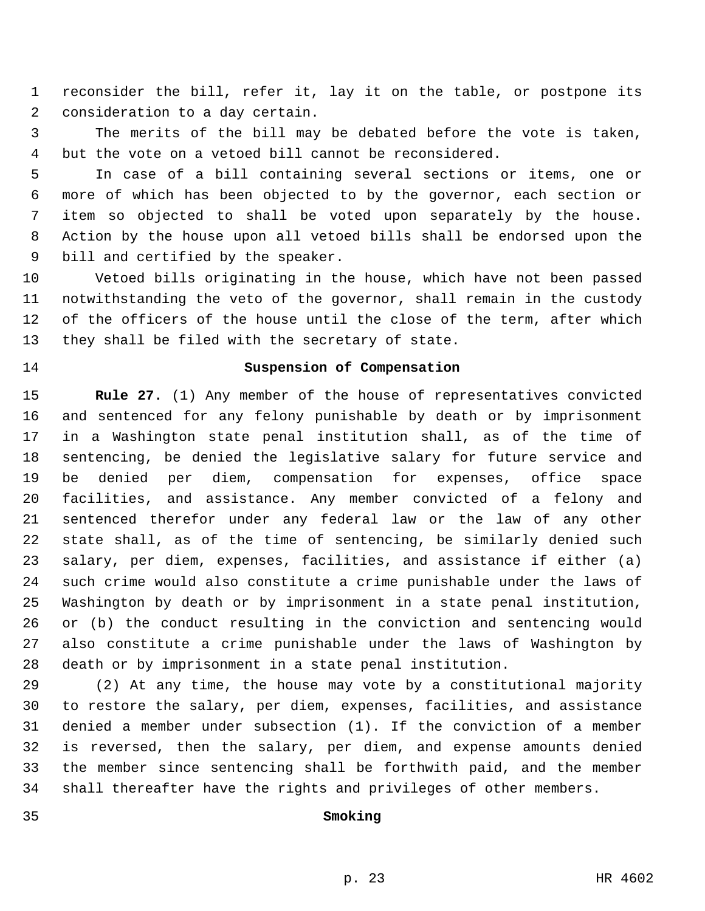reconsider the bill, refer it, lay it on the table, or postpone its consideration to a day certain.

The merits of the bill may be debated before the vote is taken, but the vote on a vetoed bill cannot be reconsidered.

In case of a bill containing several sections or items, one or more of which has been objected to by the governor, each section or item so objected to shall be voted upon separately by the house. Action by the house upon all vetoed bills shall be endorsed upon the bill and certified by the speaker.

Vetoed bills originating in the house, which have not been passed notwithstanding the veto of the governor, shall remain in the custody of the officers of the house until the close of the term, after which they shall be filed with the secretary of state.

### Suspension of Compensation

**Rule 27.** (1) Any member of the house of representatives convicted and sentenced for any felony punishable by death or by imprisonment in a Washington state penal institution shall, as of the time of sentencing, be denied the legislative salary for future service and be denied per diem, compensation for expenses, office space facilities, and assistance. Any member convicted of a felony and sentenced therefor under any federal law or the law of any other state shall, as of the time of sentencing, be similarly denied such salary, per diem, expenses, facilities, and assistance if either (a) such crime would also constitute a crime punishable under the laws of Washington by death or by imprisonment in a state penal institution, or (b) the conduct resulting in the conviction and sentencing would also constitute a crime punishable under the laws of Washington by death or by imprisonment in a state penal institution.

(2) At any time, the house may vote by a constitutional majority to restore the salary, per diem, expenses, facilities, and assistance denied a member under subsection (1). If the conviction of a member is reversed, then the salary, per diem, and expense amounts denied the member since sentencing shall be forthwith paid, and the member shall thereafter have the rights and privileges of other members.

### Smoking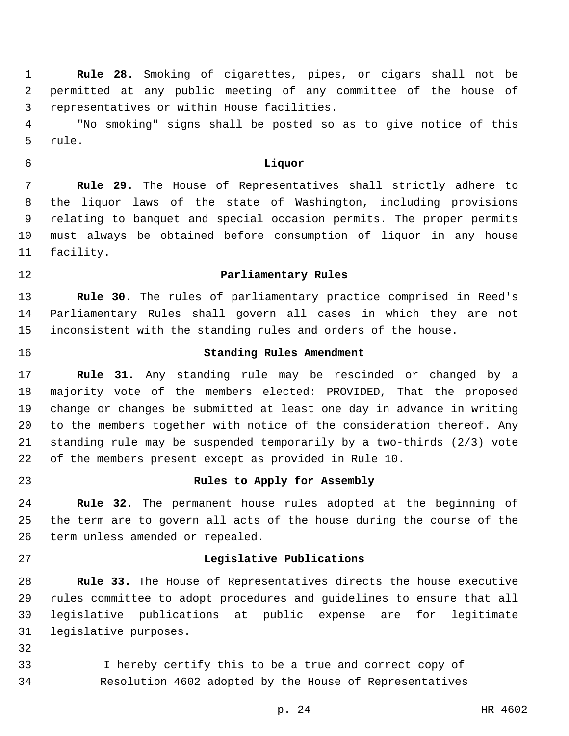**Rule 28.** Smoking of cigarettes, pipes, or cigars shall not be permitted at any public meeting of any committee of the house of representatives or within House facilities.

"No smoking" signs shall be posted so as to give notice of this rule.

### Liquor

**Rule 29.** The House of Representatives shall strictly adhere to the liquor laws of the state of Washington, including provisions relating to banquet and special occasion permits. The proper permits must always be obtained before consumption of liquor in any house facility.

### Parliamentary Rules

**Rule 30.** The rules of parliamentary practice comprised in Reed's Parliamentary Rules shall govern all cases in which they are not inconsistent with the standing rules and orders of the house.

### Standing Rules Amendment

**Rule 31.** Any standing rule may be rescinded or changed by a majority vote of the members elected: PROVIDED, That the proposed change or changes be submitted at least one day in advance in writing to the members together with notice of the consideration thereof. Any standing rule may be suspended temporarily by a two-thirds (2/3) vote of the members present except as provided in Rule 10.

### Rules to Apply for Assembly

**Rule 32.** The permanent house rules adopted at the beginning of the term are to govern all acts of the house during the course of the term unless amended or repealed.

### Legislative Publications

**Rule 33.** The House of Representatives directs the house executive rules committee to adopt procedures and guidelines to ensure that all legislative publications at public expense are for legitimate legislative purposes.

I hereby certify this to be a true and correct copy of Resolution 4602 adopted by the House of Representatives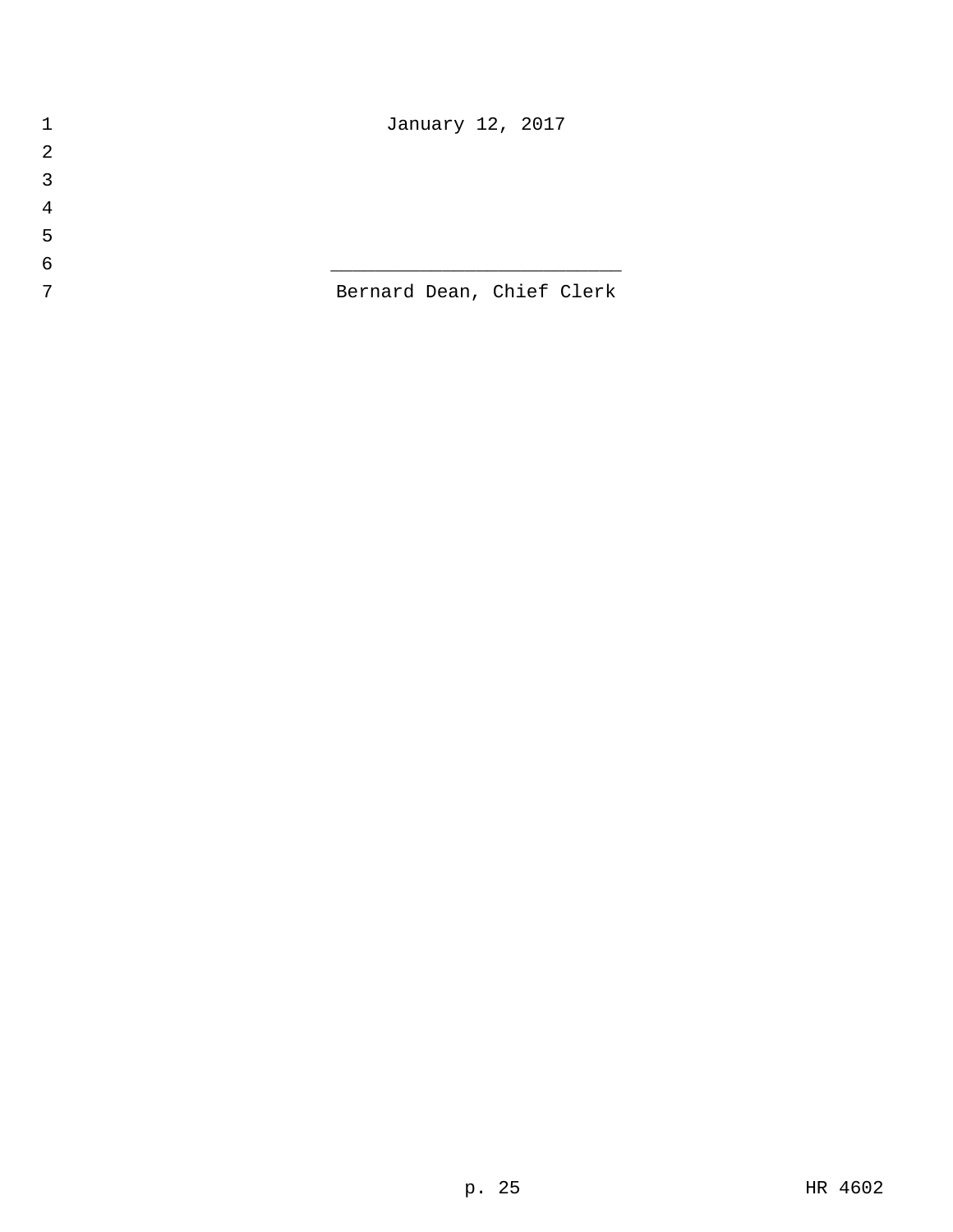January 12, 2017

\_\_\_\_\_\_\_\_\_\_\_\_\_\_\_\_\_\_\_\_\_\_\_\_\_\_

Bernard Dean, Chief Clerk